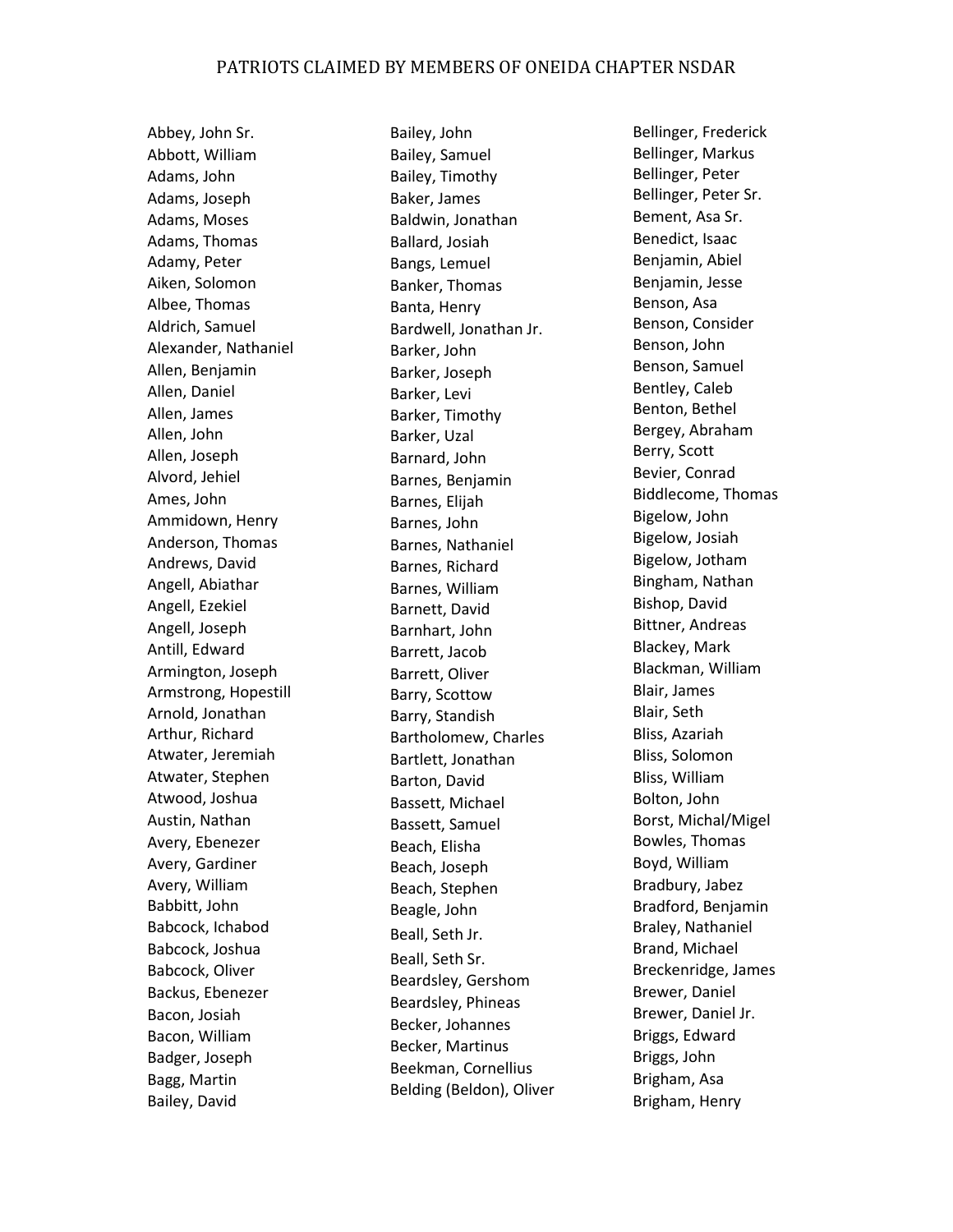# PATRIOTS CLAIMED BY MEMBERS OF ONEIDA CHAPTER NSDAR

Abbey, John Sr.
Abbott, William
Adams, John
Adams, Joseph
Adams, Moses
Adams, Thomas
Adamy, Peter
Aiken, Solomon
Albee, Thomas
Aldrich, Samuel
Alexander, Nathaniel
Allen, Benjamin
Allen, Daniel
Allen, James
Allen, John
Allen, Joseph
Alvord, Jehiel
Ames, John
Ammidown, Henry
Anderson, Thomas
Andrews, David
Angell, Abiathar
Angell, Ezekiel
Angell, Joseph
Antill, Edward
Armington, Joseph
Armstrong, Hopestill
Arnold, Jonathan
Arthur, Richard
Atwater, Jeremiah
Atwater, Stephen
Atwood, Joshua
Austin, Nathan
Avery, Ebenezer
Avery, Gardiner
Avery, William
Babbitt, John
Babcock, Ichabod
Babcock, Joshua
Babcock, Oliver
Backus, Ebenezer
Bacon, Josiah
Bacon, William
Badger, Joseph
Bagg, Martin
Bailey, David
Bailey, John
Bailey, Samuel
Bailey, Timothy
Baker, James
Baldwin, Jonathan
Ballard, Josiah
Bangs, Lemuel
Banker, Thomas
Banta, Henry
Bardwell, Jonathan Jr.
Barker, John
Barker, Joseph
Barker, Levi
Barker, Timothy
Barker, Uzal
Barnard, John
Barnes, Benjamin
Barnes, Elijah
Barnes, John
Barnes, Nathaniel
Barnes, Richard
Barnes, William
Barnett, David
Barnhart, John
Barrett, Jacob
Barrett, Oliver
Barry, Scottow
Barry, Standish
Bartholomew, Charles
Bartlett, Jonathan
Barton, David
Bassett, Michael
Bassett, Samuel
Beach, Elisha
Beach, Joseph
Beach, Stephen
Beagle, John
Beall, Seth Jr.
Beall, Seth Sr.
Beardsley, Gershom
Beardsley, Phineas
Becker, Johannes
Becker, Martinus
Beekman, Cornellius
Belding (Beldon), Oliver
Bellinger, Frederick
Bellinger, Markus
Bellinger, Peter
Bellinger, Peter Sr.
Bement, Asa Sr.
Benedict, Isaac
Benjamin, Abiel
Benjamin, Jesse
Benson, Asa
Benson, Consider
Benson, John
Benson, Samuel
Bentley, Caleb
Benton, Bethel
Bergey, Abraham
Berry, Scott
Bevier, Conrad
Biddlecome, Thomas
Bigelow, John
Bigelow, Josiah
Bigelow, Jotham
Bingham, Nathan
Bishop, David
Bittner, Andreas
Blackey, Mark
Blackman, William
Blair, James
Blair, Seth
Bliss, Azariah
Bliss, Solomon
Bliss, William
Bolton, John
Borst, Michal/Migel
Bowles, Thomas
Boyd, William
Bradbury, Jabez
Bradford, Benjamin
Braley, Nathaniel
Brand, Michael
Breckenridge, James
Brewer, Daniel
Brewer, Daniel Jr.
Briggs, Edward
Briggs, John
Brigham, Asa
Brigham, Henry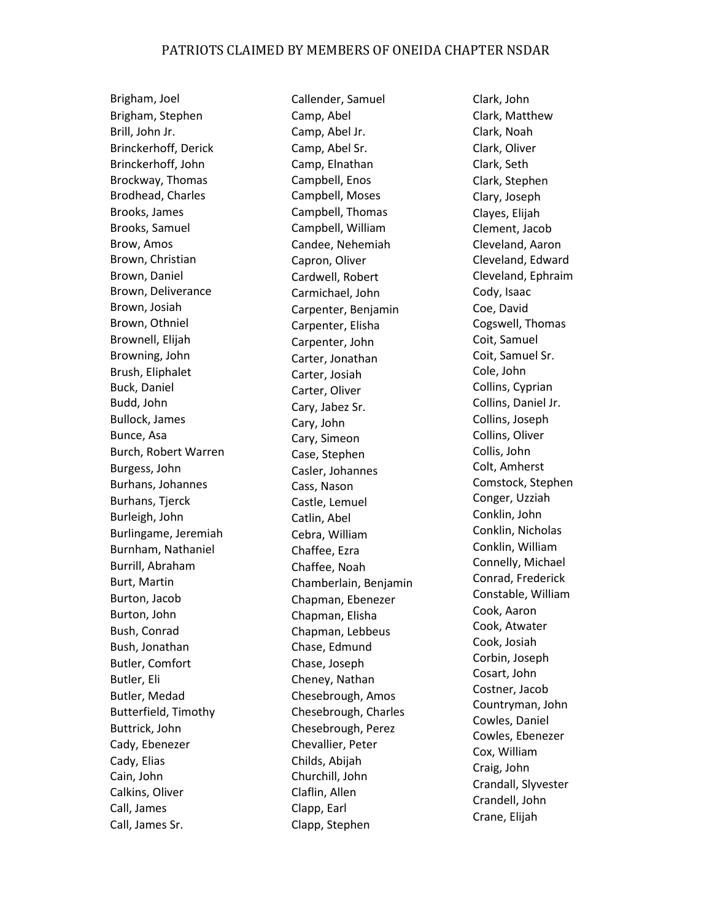Brigham, Joel
Brigham, Stephen
Brill, John Jr.
Brinckerhoff, Derick
Brinckerhoff, John
Brockway, Thomas
Brodhead, Charles
Brooks, James
Brooks, Samuel
Brow, Amos
Brown, Christian
Brown, Daniel
Brown, Deliverance
Brown, Josiah
Brown, Othniel
Brownell, Elijah
Browning, John
Brush, Eliphalet
Buck, Daniel
Budd, John
Bullock, James
Bunce, Asa
Burch, Robert Warren
Burgess, John
Burhans, Johannes
Burhans, Tjerck
Burleigh, John
Burlingame, Jeremiah
Burnham, Nathaniel
Burrill, Abraham
Burt, Martin
Burton, Jacob
Burton, John
Bush, Conrad
Bush, Jonathan
Butler, Comfort
Butler, Eli
Butler, Medad
Butterfield, Timothy
Buttrick, John
Cady, Ebenezer
Cady, Elias
Cain, John
Calkins, Oliver
Call, James
Call, James Sr.
Callender, Samuel
Camp, Abel
Camp, Abel Jr.
Camp, Abel Sr.
Camp, Elnathan
Campbell, Enos
Campbell, Moses
Campbell, Thomas
Campbell, William
Candee, Nehemiah
Capron, Oliver
Cardwell, Robert
Carmichael, John
Carpenter, Benjamin
Carpenter, Elisha
Carpenter, John
Carter, Jonathan
Carter, Josiah
Carter, Oliver
Cary, Jabez Sr.
Cary, John
Cary, Simeon
Case, Stephen
Casler, Johannes
Cass, Nason
Castle, Lemuel
Catlin, Abel
Cebra, William
Chaffee, Ezra
Chaffee, Noah
Chamberlain, Benjamin
Chapman, Ebenezer
Chapman, Elisha
Chapman, Lebbeus
Chase, Edmund
Chase, Joseph
Cheney, Nathan
Chesebrough, Amos
Chesebrough, Charles
Chesebrough, Perez
Chevallier, Peter
Childs, Abijah
Churchill, John
Claflin, Allen
Clapp, Earl
Clapp, Stephen
Clark, John
Clark, Matthew
Clark, Noah
Clark, Oliver
Clark, Seth
Clark, Stephen
Clary, Joseph
Clayes, Elijah
Clement, Jacob
Cleveland, Aaron
Cleveland, Edward
Cleveland, Ephraim
Cody, Isaac
Coe, David
Cogswell, Thomas
Coit, Samuel
Coit, Samuel Sr.
Cole, John
Collins, Cyprian
Collins, Daniel Jr.
Collins, Joseph
Collins, Oliver
Collis, John
Colt, Amherst
Comstock, Stephen
Conger, Uzziah
Conklin, John
Conklin, Nicholas
Conklin, William
Connelly, Michael
Conrad, Frederick
Constable, William
Cook, Aaron
Cook, Atwater
Cook, Josiah
Corbin, Joseph
Cosart, John
Costner, Jacob
Countryman, John
Cowles, Daniel
Cowles, Ebenezer
Cox, William
Craig, John
Crandall, Slyvester
Crandell, John
Crane, Elijah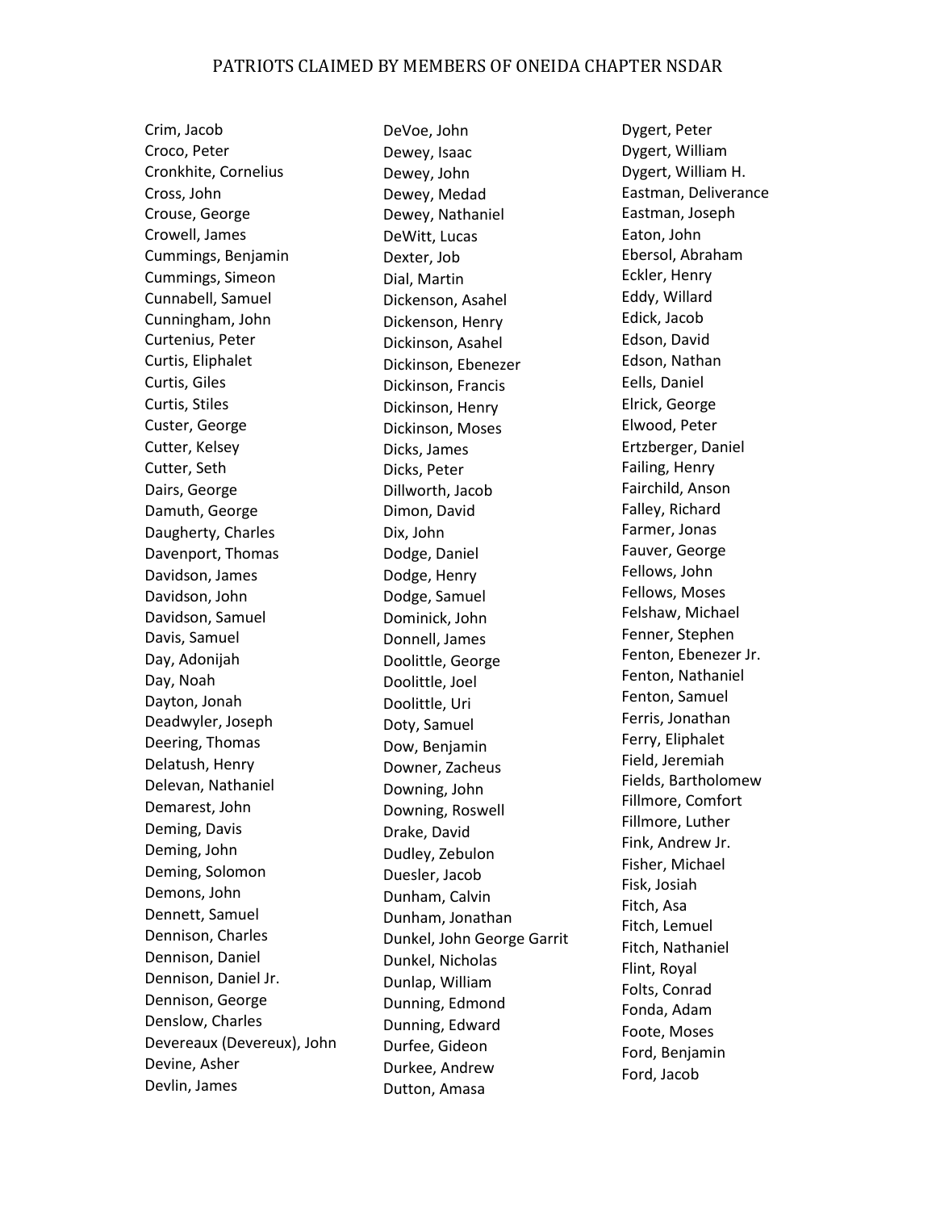# PATRIOTS CLAIMED BY MEMBERS OF ONEIDA CHAPTER NSDAR

Crim, Jacob
Croco, Peter
Cronkhite, Cornelius
Cross, John
Crouse, George
Crowell, James
Cummings, Benjamin
Cummings, Simeon
Cunnabell, Samuel
Cunningham, John
Curtenius, Peter
Curtis, Eliphalet
Curtis, Giles
Curtis, Stiles
Custer, George
Cutter, Kelsey
Cutter, Seth
Dairs, George
Damuth, George
Daugherty, Charles
Davenport, Thomas
Davidson, James
Davidson, John
Davidson, Samuel
Davis, Samuel
Day, Adonijah
Day, Noah
Dayton, Jonah
Deadwyler, Joseph
Deering, Thomas
Delatush, Henry
Delevan, Nathaniel
Demarest, John
Deming, Davis
Deming, John
Deming, Solomon
Demons, John
Dennett, Samuel
Dennison, Charles
Dennison, Daniel
Dennison, Daniel Jr.
Dennison, George
Denslow, Charles
Devereaux (Devereux), John
Devine, Asher
Devlin, James
DeVoe, John
Dewey, Isaac
Dewey, John
Dewey, Medad
Dewey, Nathaniel
DeWitt, Lucas
Dexter, Job
Dial, Martin
Dickenson, Asahel
Dickenson, Henry
Dickinson, Asahel
Dickinson, Ebenezer
Dickinson, Francis
Dickinson, Henry
Dickinson, Moses
Dicks, James
Dicks, Peter
Dillworth, Jacob
Dimon, David
Dix, John
Dodge, Daniel
Dodge, Henry
Dodge, Samuel
Dominick, John
Donnell, James
Doolittle, George
Doolittle, Joel
Doolittle, Uri
Doty, Samuel
Dow, Benjamin
Downer, Zacheus
Downing, John
Downing, Roswell
Drake, David
Dudley, Zebulon
Duesler, Jacob
Dunham, Calvin
Dunham, Jonathan
Dunkel, John George Garrit
Dunkel, Nicholas
Dunlap, William
Dunning, Edmond
Dunning, Edward
Durfee, Gideon
Durkee, Andrew
Dutton, Amasa
Dygert, Peter
Dygert, William
Dygert, William H.
Eastman, Deliverance
Eastman, Joseph
Eaton, John
Ebersol, Abraham
Eckler, Henry
Eddy, Willard
Edick, Jacob
Edson, David
Edson, Nathan
Eells, Daniel
Elrick, George
Elwood, Peter
Ertzberger, Daniel
Failing, Henry
Fairchild, Anson
Falley, Richard
Farmer, Jonas
Fauver, George
Fellows, John
Fellows, Moses
Felshaw, Michael
Fenner, Stephen
Fenton, Ebenezer Jr.
Fenton, Nathaniel
Fenton, Samuel
Ferris, Jonathan
Ferry, Eliphalet
Field, Jeremiah
Fields, Bartholomew
Fillmore, Comfort
Fillmore, Luther
Fink, Andrew Jr.
Fisher, Michael
Fisk, Josiah
Fitch, Asa
Fitch, Lemuel
Fitch, Nathaniel
Flint, Royal
Folts, Conrad
Fonda, Adam
Foote, Moses
Ford, Benjamin
Ford, Jacob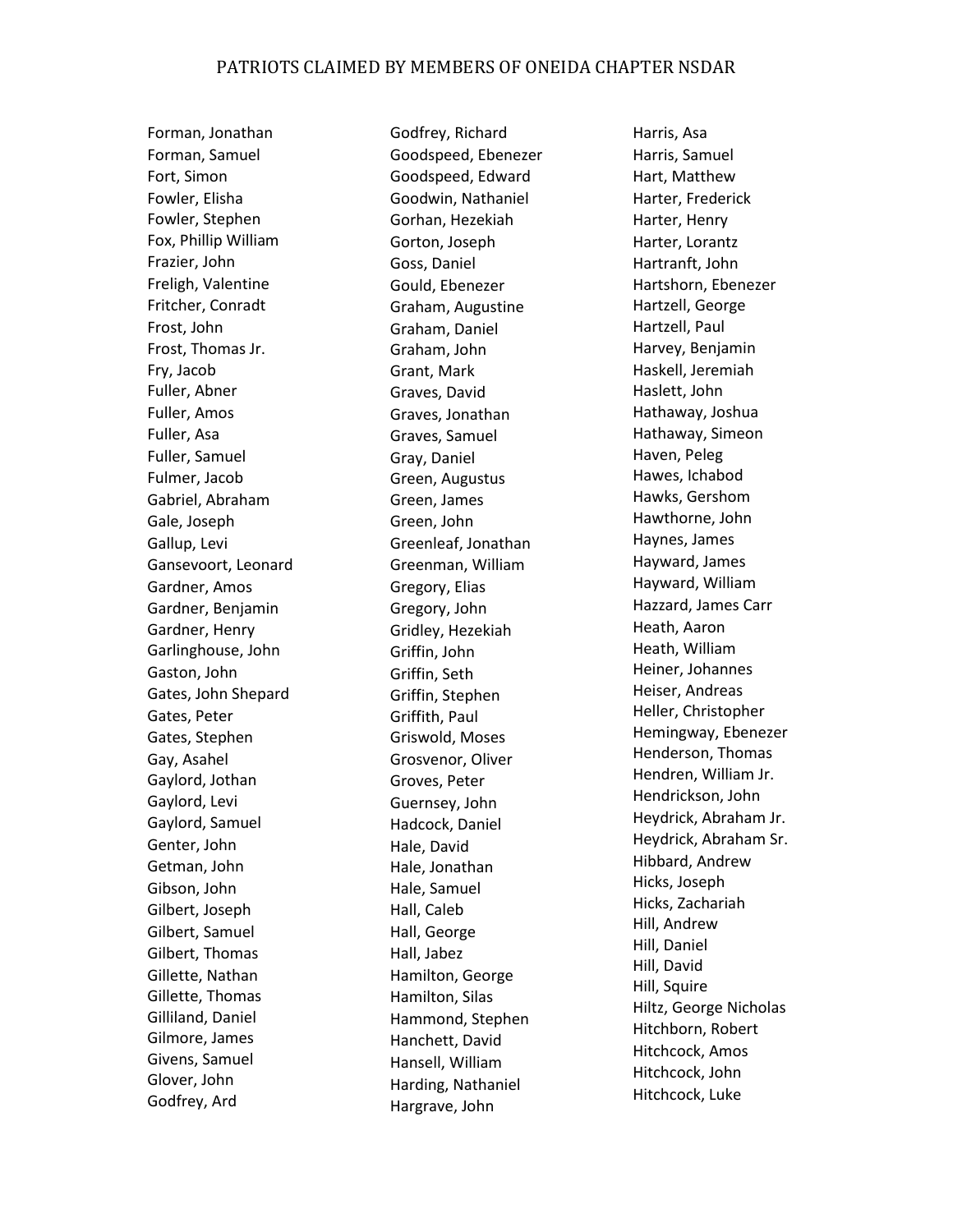PATRIOTS CLAIMED BY MEMBERS OF ONEIDA CHAPTER NSDAR

Forman, Jonathan
Forman, Samuel
Fort, Simon
Fowler, Elisha
Fowler, Stephen
Fox, Phillip William
Frazier, John
Freligh, Valentine
Fritcher, Conradt
Frost, John
Frost, Thomas Jr.
Fry, Jacob
Fuller, Abner
Fuller, Amos
Fuller, Asa
Fuller, Samuel
Fulmer, Jacob
Gabriel, Abraham
Gale, Joseph
Gallup, Levi
Gansevoort, Leonard
Gardner, Amos
Gardner, Benjamin
Gardner, Henry
Garlinghouse, John
Gaston, John
Gates, John Shepard
Gates, Peter
Gates, Stephen
Gay, Asahel
Gaylord, Jothan
Gaylord, Levi
Gaylord, Samuel
Genter, John
Getman, John
Gibson, John
Gilbert, Joseph
Gilbert, Samuel
Gilbert, Thomas
Gillette, Nathan
Gillette, Thomas
Gilliland, Daniel
Gilmore, James
Givens, Samuel
Glover, John
Godfrey, Ard
Godfrey, Richard
Goodspeed, Ebenezer
Goodspeed, Edward
Goodwin, Nathaniel
Gorhan, Hezekiah
Gorton, Joseph
Goss, Daniel
Gould, Ebenezer
Graham, Augustine
Graham, Daniel
Graham, John
Grant, Mark
Graves, David
Graves, Jonathan
Graves, Samuel
Gray, Daniel
Green, Augustus
Green, James
Green, John
Greenleaf, Jonathan
Greenman, William
Gregory, Elias
Gregory, John
Gridley, Hezekiah
Griffin, John
Griffin, Seth
Griffin, Stephen
Griffith, Paul
Griswold, Moses
Grosvenor, Oliver
Groves, Peter
Guernsey, John
Hadcock, Daniel
Hale, David
Hale, Jonathan
Hale, Samuel
Hall, Caleb
Hall, George
Hall, Jabez
Hamilton, George
Hamilton, Silas
Hammond, Stephen
Hanchett, David
Hansell, William
Harding, Nathaniel
Hargrave, John
Harris, Asa
Harris, Samuel
Hart, Matthew
Harter, Frederick
Harter, Henry
Harter, Lorantz
Hartranft, John
Hartshorn, Ebenezer
Hartzell, George
Hartzell, Paul
Harvey, Benjamin
Haskell, Jeremiah
Haslett, John
Hathaway, Joshua
Hathaway, Simeon
Haven, Peleg
Hawes, Ichabod
Hawks, Gershom
Hawthorne, John
Haynes, James
Hayward, James
Hayward, William
Hazzard, James Carr
Heath, Aaron
Heath, William
Heiner, Johannes
Heiser, Andreas
Heller, Christopher
Hemingway, Ebenezer
Henderson, Thomas
Hendren, William Jr.
Hendrickson, John
Heydrick, Abraham Jr.
Heydrick, Abraham Sr.
Hibbard, Andrew
Hicks, Joseph
Hicks, Zachariah
Hill, Andrew
Hill, Daniel
Hill, David
Hill, Squire
Hiltz, George Nicholas
Hitchborn, Robert
Hitchcock, Amos
Hitchcock, John
Hitchcock, Luke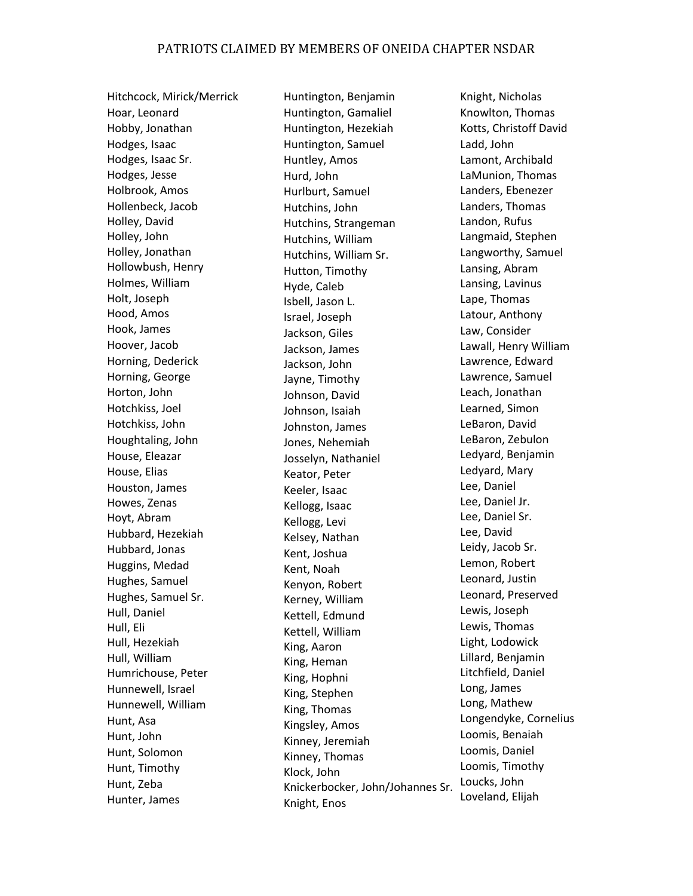Hitchcock, Mirick/Merrick
Hoar, Leonard
Hobby, Jonathan
Hodges, Isaac
Hodges, Isaac Sr.
Hodges, Jesse
Holbrook, Amos
Hollenbeck, Jacob
Holley, David
Holley, John
Holley, Jonathan
Hollowbush, Henry
Holmes, William
Holt, Joseph
Hood, Amos
Hook, James
Hoover, Jacob
Horning, Dederick
Horning, George
Horton, John
Hotchkiss, Joel
Hotchkiss, John
Houghtaling, John
House, Eleazar
House, Elias
Houston, James
Howes, Zenas
Hoyt, Abram
Hubbard, Hezekiah
Hubbard, Jonas
Huggins, Medad
Hughes, Samuel
Hughes, Samuel Sr.
Hull, Daniel
Hull, Eli
Hull, Hezekiah
Hull, William
Humrichouse, Peter
Hunnewell, Israel
Hunnewell, William
Hunt, Asa
Hunt, John
Hunt, Solomon
Hunt, Timothy
Hunt, Zeba
Hunter, James
Huntington, Benjamin
Huntington, Gamaliel
Huntington, Hezekiah
Huntington, Samuel
Huntley, Amos
Hurd, John
Hurlburt, Samuel
Hutchins, John
Hutchins, Strangeman
Hutchins, William
Hutchins, William Sr.
Hutton, Timothy
Hyde, Caleb
Isbell, Jason L.
Israel, Joseph
Jackson, Giles
Jackson, James
Jackson, John
Jayne, Timothy
Johnson, David
Johnson, Isaiah
Johnston, James
Jones, Nehemiah
Josselyn, Nathaniel
Keator, Peter
Keeler, Isaac
Kellogg, Isaac
Kellogg, Levi
Kelsey, Nathan
Kent, Joshua
Kent, Noah
Kenyon, Robert
Kerney, William
Kettell, Edmund
Kettell, William
King, Aaron
King, Heman
King, Hophni
King, Stephen
King, Thomas
Kingsley, Amos
Kinney, Jeremiah
Kinney, Thomas
Klock, John
Knickerbocker, John/Johannes Sr.
Knight, Enos
Knight, Nicholas
Knowlton, Thomas
Kotts, Christoff David
Ladd, John
Lamont, Archibald
LaMunion, Thomas
Landers, Ebenezer
Landers, Thomas
Landon, Rufus
Langmaid, Stephen
Langworthy, Samuel
Lansing, Abram
Lansing, Lavinus
Lape, Thomas
Latour, Anthony
Law, Consider
Lawall, Henry William
Lawrence, Edward
Lawrence, Samuel
Leach, Jonathan
Learned, Simon
LeBaron, David
LeBaron, Zebulon
Ledyard, Benjamin
Ledyard, Mary
Lee, Daniel
Lee, Daniel Jr.
Lee, Daniel Sr.
Lee, David
Leidy, Jacob Sr.
Lemon, Robert
Leonard, Justin
Leonard, Preserved
Lewis, Joseph
Lewis, Thomas
Light, Lodowick
Lillard, Benjamin
Litchfield, Daniel
Long, James
Long, Mathew
Longendyke, Cornelius
Loomis, Benaiah
Loomis, Daniel
Loomis, Timothy
Loucks, John
Loveland, Elijah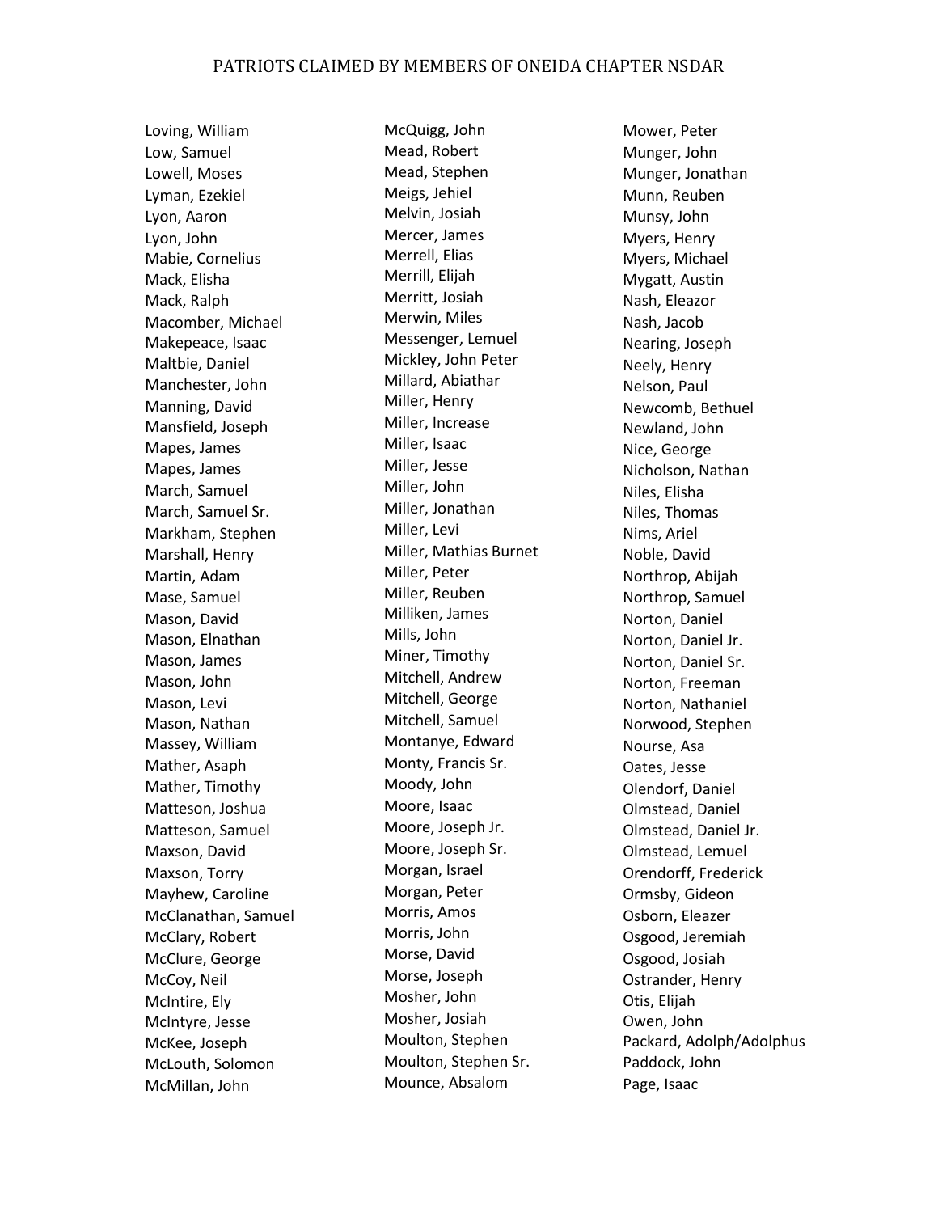Loving, William
Low, Samuel
Lowell, Moses
Lyman, Ezekiel
Lyon, Aaron
Lyon, John
Mabie, Cornelius
Mack, Elisha
Mack, Ralph
Macomber, Michael
Makepeace, Isaac
Maltbie, Daniel
Manchester, John
Manning, David
Mansfield, Joseph
Mapes, James
Mapes, James
March, Samuel
March, Samuel Sr.
Markham, Stephen
Marshall, Henry
Martin, Adam
Mase, Samuel
Mason, David
Mason, Elnathan
Mason, James
Mason, John
Mason, Levi
Mason, Nathan
Massey, William
Mather, Asaph
Mather, Timothy
Matteson, Joshua
Matteson, Samuel
Maxson, David
Maxson, Torry
Mayhew, Caroline
McClanathan, Samuel
McClary, Robert
McClure, George
McCoy, Neil
McIntire, Ely
McIntyre, Jesse
McKee, Joseph
McLouth, Solomon
McMillan, John
McQuigg, John
Mead, Robert
Mead, Stephen
Meigs, Jehiel
Melvin, Josiah
Mercer, James
Merrell, Elias
Merrill, Elijah
Merritt, Josiah
Merwin, Miles
Messenger, Lemuel
Mickley, John Peter
Millard, Abiathar
Miller, Henry
Miller, Increase
Miller, Isaac
Miller, Jesse
Miller, John
Miller, Jonathan
Miller, Levi
Miller, Mathias Burnet
Miller, Peter
Miller, Reuben
Milliken, James
Mills, John
Miner, Timothy
Mitchell, Andrew
Mitchell, George
Mitchell, Samuel
Montanye, Edward
Monty, Francis Sr.
Moody, John
Moore, Isaac
Moore, Joseph Jr.
Moore, Joseph Sr.
Morgan, Israel
Morgan, Peter
Morris, Amos
Morris, John
Morse, David
Morse, Joseph
Mosher, John
Mosher, Josiah
Moulton, Stephen
Moulton, Stephen Sr.
Mounce, Absalom
Mower, Peter
Munger, John
Munger, Jonathan
Munn, Reuben
Munsy, John
Myers, Henry
Myers, Michael
Mygatt, Austin
Nash, Eleazor
Nash, Jacob
Nearing, Joseph
Neely, Henry
Nelson, Paul
Newcomb, Bethuel
Newland, John
Nice, George
Nicholson, Nathan
Niles, Elisha
Niles, Thomas
Nims, Ariel
Noble, David
Northrop, Abijah
Northrop, Samuel
Norton, Daniel
Norton, Daniel Jr.
Norton, Daniel Sr.
Norton, Freeman
Norton, Nathaniel
Norwood, Stephen
Nourse, Asa
Oates, Jesse
Olendorf, Daniel
Olmstead, Daniel
Olmstead, Daniel Jr.
Olmstead, Lemuel
Orendorff, Frederick
Ormsby, Gideon
Osborn, Eleazer
Osgood, Jeremiah
Osgood, Josiah
Ostrander, Henry
Otis, Elijah
Owen, John
Packard, Adolph/Adolphus
Paddock, John
Page, Isaac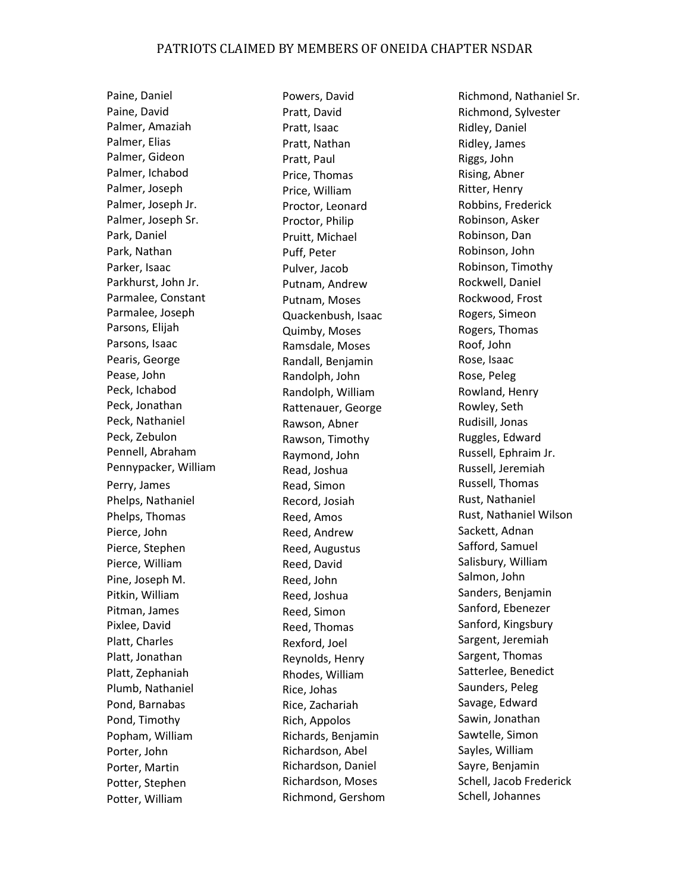Paine, Daniel
Paine, David
Palmer, Amaziah
Palmer, Elias
Palmer, Gideon
Palmer, Ichabod
Palmer, Joseph
Palmer, Joseph Jr.
Palmer, Joseph Sr.
Park, Daniel
Park, Nathan
Parker, Isaac
Parkhurst, John Jr.
Parmalee, Constant
Parmalee, Joseph
Parsons, Elijah
Parsons, Isaac
Pearis, George
Pease, John
Peck, Ichabod
Peck, Jonathan
Peck, Nathaniel
Peck, Zebulon
Pennell, Abraham
Pennypacker, William
Perry, James
Phelps, Nathaniel
Phelps, Thomas
Pierce, John
Pierce, Stephen
Pierce, William
Pine, Joseph M.
Pitkin, William
Pitman, James
Pixlee, David
Platt, Charles
Platt, Jonathan
Platt, Zephaniah
Plumb, Nathaniel
Pond, Barnabas
Pond, Timothy
Popham, William
Porter, John
Porter, Martin
Potter, Stephen
Potter, William
Powers, David
Pratt, David
Pratt, Isaac
Pratt, Nathan
Pratt, Paul
Price, Thomas
Price, William
Proctor, Leonard
Proctor, Philip
Pruitt, Michael
Puff, Peter
Pulver, Jacob
Putnam, Andrew
Putnam, Moses
Quackenbush, Isaac
Quimby, Moses
Ramsdale, Moses
Randall, Benjamin
Randolph, John
Randolph, William
Rattenauer, George
Rawson, Abner
Rawson, Timothy
Raymond, John
Read, Joshua
Read, Simon
Record, Josiah
Reed, Amos
Reed, Andrew
Reed, Augustus
Reed, David
Reed, John
Reed, Joshua
Reed, Simon
Reed, Thomas
Rexford, Joel
Reynolds, Henry
Rhodes, William
Rice, Johas
Rice, Zachariah
Rich, Appolos
Richards, Benjamin
Richardson, Abel
Richardson, Daniel
Richardson, Moses
Richmond, Gershom
Richmond, Nathaniel Sr.
Richmond, Sylvester
Ridley, Daniel
Ridley, James
Riggs, John
Rising, Abner
Ritter, Henry
Robbins, Frederick
Robinson, Asker
Robinson, Dan
Robinson, John
Robinson, Timothy
Rockwell, Daniel
Rockwood, Frost
Rogers, Simeon
Rogers, Thomas
Roof, John
Rose, Isaac
Rose, Peleg
Rowland, Henry
Rowley, Seth
Rudisill, Jonas
Ruggles, Edward
Russell, Ephraim Jr.
Russell, Jeremiah
Russell, Thomas
Rust, Nathaniel
Rust, Nathaniel Wilson
Sackett, Adnan
Safford, Samuel
Salisbury, William
Salmon, John
Sanders, Benjamin
Sanford, Ebenezer
Sanford, Kingsbury
Sargent, Jeremiah
Sargent, Thomas
Satterlee, Benedict
Saunders, Peleg
Savage, Edward
Sawin, Jonathan
Sawtelle, Simon
Sayles, William
Sayre, Benjamin
Schell, Jacob Frederick
Schell, Johannes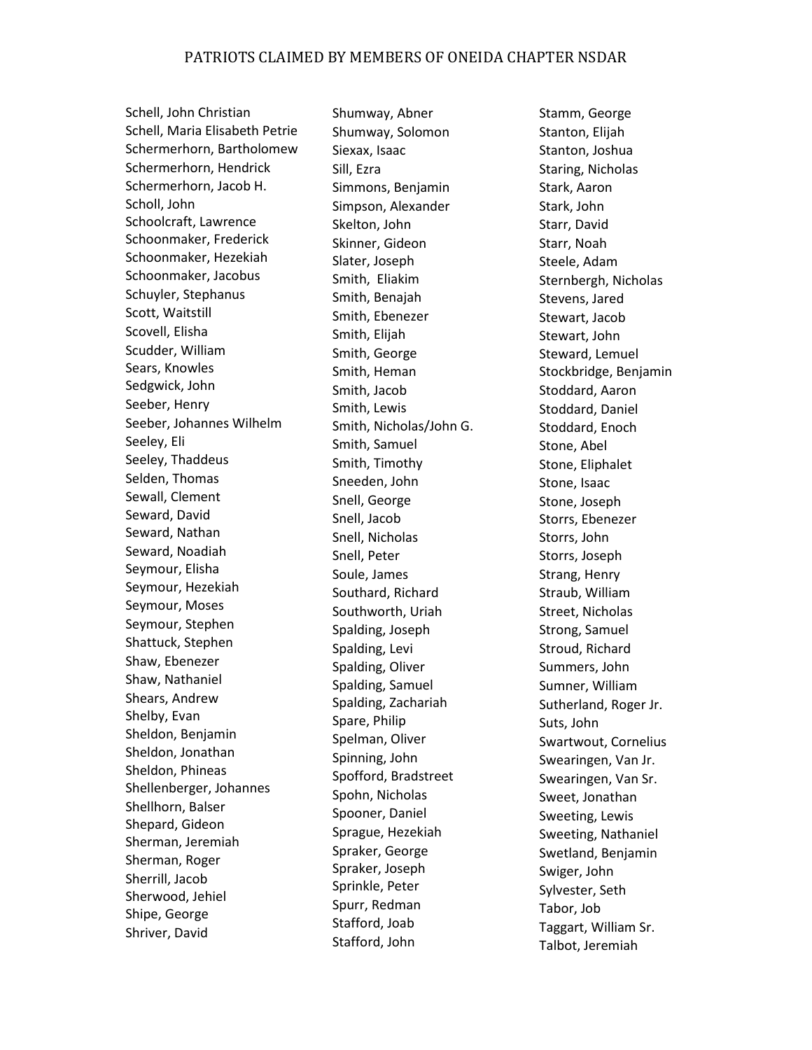PATRIOTS CLAIMED BY MEMBERS OF ONEIDA CHAPTER NSDAR

Schell, John Christian
Schell, Maria Elisabeth Petrie
Schermerhorn, Bartholomew
Schermerhorn, Hendrick
Schermerhorn, Jacob H.
Scholl, John
Schoolcraft, Lawrence
Schoonmaker, Frederick
Schoonmaker, Hezekiah
Schoonmaker, Jacobus
Schuyler, Stephanus
Scott, Waitstill
Scovell, Elisha
Scudder, William
Sears, Knowles
Sedgwick, John
Seeber, Henry
Seeber, Johannes Wilhelm
Seeley, Eli
Seeley, Thaddeus
Selden, Thomas
Sewall, Clement
Seward, David
Seward, Nathan
Seward, Noadiah
Seymour, Elisha
Seymour, Hezekiah
Seymour, Moses
Seymour, Stephen
Shattuck, Stephen
Shaw, Ebenezer
Shaw, Nathaniel
Shears, Andrew
Shelby, Evan
Sheldon, Benjamin
Sheldon, Jonathan
Sheldon, Phineas
Shellenberger, Johannes
Shellhorn, Balser
Shepard, Gideon
Sherman, Jeremiah
Sherman, Roger
Sherrill, Jacob
Sherwood, Jehiel
Shipe, George
Shriver, David
Shumway, Abner
Shumway, Solomon
Siexax, Isaac
Sill, Ezra
Simmons, Benjamin
Simpson, Alexander
Skelton, John
Skinner, Gideon
Slater, Joseph
Smith, Eliakim
Smith, Benajah
Smith, Ebenezer
Smith, Elijah
Smith, George
Smith, Heman
Smith, Jacob
Smith, Lewis
Smith, Nicholas/John G.
Smith, Samuel
Smith, Timothy
Sneeden, John
Snell, George
Snell, Jacob
Snell, Nicholas
Snell, Peter
Soule, James
Southard, Richard
Southworth, Uriah
Spalding, Joseph
Spalding, Levi
Spalding, Oliver
Spalding, Samuel
Spalding, Zachariah
Spare, Philip
Spelman, Oliver
Spinning, John
Spofford, Bradstreet
Spohn, Nicholas
Spooner, Daniel
Sprague, Hezekiah
Spraker, George
Spraker, Joseph
Sprinkle, Peter
Spurr, Redman
Stafford, Joab
Stafford, John
Stamm, George
Stanton, Elijah
Stanton, Joshua
Staring, Nicholas
Stark, Aaron
Stark, John
Starr, David
Starr, Noah
Steele, Adam
Sternbergh, Nicholas
Stevens, Jared
Stewart, Jacob
Stewart, John
Steward, Lemuel
Stockbridge, Benjamin
Stoddard, Aaron
Stoddard, Daniel
Stoddard, Enoch
Stone, Abel
Stone, Eliphalet
Stone, Isaac
Stone, Joseph
Storrs, Ebenezer
Storrs, John
Storrs, Joseph
Strang, Henry
Straub, William
Street, Nicholas
Strong, Samuel
Stroud, Richard
Summers, John
Sumner, William
Sutherland, Roger Jr.
Suts, John
Swartwout, Cornelius
Swearingen, Van Jr.
Swearingen, Van Sr.
Sweet, Jonathan
Sweeting, Lewis
Sweeting, Nathaniel
Swetland, Benjamin
Swiger, John
Sylvester, Seth
Tabor, Job
Taggart, William Sr.
Talbot, Jeremiah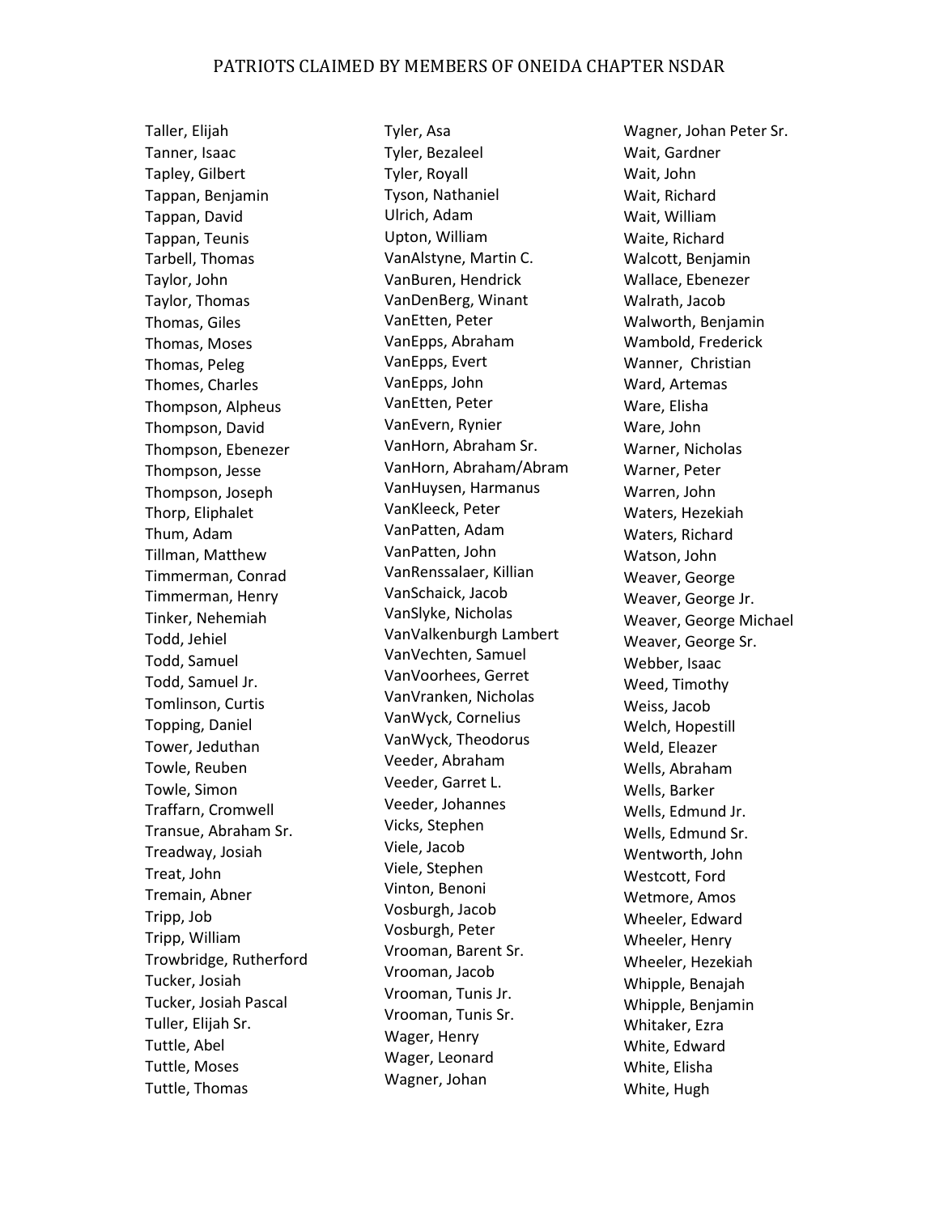Taller, Elijah
Tanner, Isaac
Tapley, Gilbert
Tappan, Benjamin
Tappan, David
Tappan, Teunis
Tarbell, Thomas
Taylor, John
Taylor, Thomas
Thomas, Giles
Thomas, Moses
Thomas, Peleg
Thomes, Charles
Thompson, Alpheus
Thompson, David
Thompson, Ebenezer
Thompson, Jesse
Thompson, Joseph
Thorp, Eliphalet
Thum, Adam
Tillman, Matthew
Timmerman, Conrad
Timmerman, Henry
Tinker, Nehemiah
Todd, Jehiel
Todd, Samuel
Todd, Samuel Jr.
Tomlinson, Curtis
Topping, Daniel
Tower, Jeduthan
Towle, Reuben
Towle, Simon
Traffarn, Cromwell
Transue, Abraham Sr.
Treadway, Josiah
Treat, John
Tremain, Abner
Tripp, Job
Tripp, William
Trowbridge, Rutherford
Tucker, Josiah
Tucker, Josiah Pascal
Tuller, Elijah Sr.
Tuttle, Abel
Tuttle, Moses
Tuttle, Thomas
Tyler, Asa
Tyler, Bezaleel
Tyler, Royall
Tyson, Nathaniel
Ulrich, Adam
Upton, William
VanAlstyne, Martin C.
VanBuren, Hendrick
VanDenBerg, Winant
VanEtten, Peter
VanEpps, Abraham
VanEpps, Evert
VanEpps, John
VanEtten, Peter
VanEvern, Rynier
VanHorn, Abraham Sr.
VanHorn, Abraham/Abram
VanHuysen, Harmanus
VanKleeck, Peter
VanPatten, Adam
VanPatten, John
VanRenssalaer, Killian
VanSchaick, Jacob
VanSlyke, Nicholas
VanValkenburgh Lambert
VanVechten, Samuel
VanVoorhees, Gerret
VanVranken, Nicholas
VanWyck, Cornelius
VanWyck, Theodorus
Veeder, Abraham
Veeder, Garret L.
Veeder, Johannes
Vicks, Stephen
Viele, Jacob
Viele, Stephen
Vinton, Benoni
Vosburgh, Jacob
Vosburgh, Peter
Vrooman, Barent Sr.
Vrooman, Jacob
Vrooman, Tunis Jr.
Vrooman, Tunis Sr.
Wager, Henry
Wager, Leonard
Wagner, Johan
Wagner, Johan Peter Sr.
Wait, Gardner
Wait, John
Wait, Richard
Wait, William
Waite, Richard
Walcott, Benjamin
Wallace, Ebenezer
Walrath, Jacob
Walworth, Benjamin
Wambold, Frederick
Wanner, Christian
Ward, Artemas
Ware, Elisha
Ware, John
Warner, Nicholas
Warner, Peter
Warren, John
Waters, Hezekiah
Waters, Richard
Watson, John
Weaver, George
Weaver, George Jr.
Weaver, George Michael
Weaver, George Sr.
Webber, Isaac
Weed, Timothy
Weiss, Jacob
Welch, Hopestill
Weld, Eleazer
Wells, Abraham
Wells, Barker
Wells, Edmund Jr.
Wells, Edmund Sr.
Wentworth, John
Westcott, Ford
Wetmore, Amos
Wheeler, Edward
Wheeler, Henry
Wheeler, Hezekiah
Whipple, Benajah
Whipple, Benjamin
Whitaker, Ezra
White, Edward
White, Elisha
White, Hugh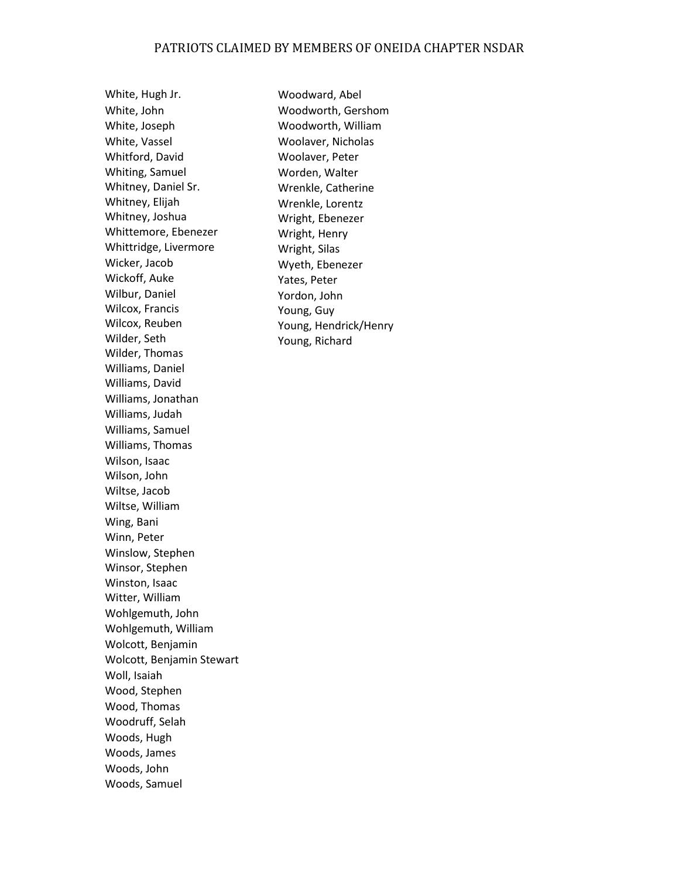White, Hugh Jr.
White, John
White, Joseph
White, Vassel
Whitford, David
Whiting, Samuel
Whitney, Daniel Sr.
Whitney, Elijah
Whitney, Joshua
Whittemore, Ebenezer
Whittridge, Livermore
Wicker, Jacob
Wickoff, Auke
Wilbur, Daniel
Wilcox, Francis
Wilcox, Reuben
Wilder, Seth
Wilder, Thomas
Williams, Daniel
Williams, David
Williams, Jonathan
Williams, Judah
Williams, Samuel
Williams, Thomas
Wilson, Isaac
Wilson, John
Wiltse, Jacob
Wiltse, William
Wing, Bani
Winn, Peter
Winslow, Stephen
Winsor, Stephen
Winston, Isaac
Witter, William
Wohlgemuth, John
Wohlgemuth, William
Wolcott, Benjamin
Wolcott, Benjamin Stewart
Woll, Isaiah
Wood, Stephen
Wood, Thomas
Woodruff, Selah
Woods, Hugh
Woods, James
Woods, John
Woods, Samuel
Woodward, Abel
Woodworth, Gershom
Woodworth, William
Woolaver, Nicholas
Woolaver, Peter
Worden, Walter
Wrenkle, Catherine
Wrenkle, Lorentz
Wright, Ebenezer
Wright, Henry
Wright, Silas
Wyeth, Ebenezer
Yates, Peter
Yordon, John
Young, Guy
Young, Hendrick/Henry
Young, Richard